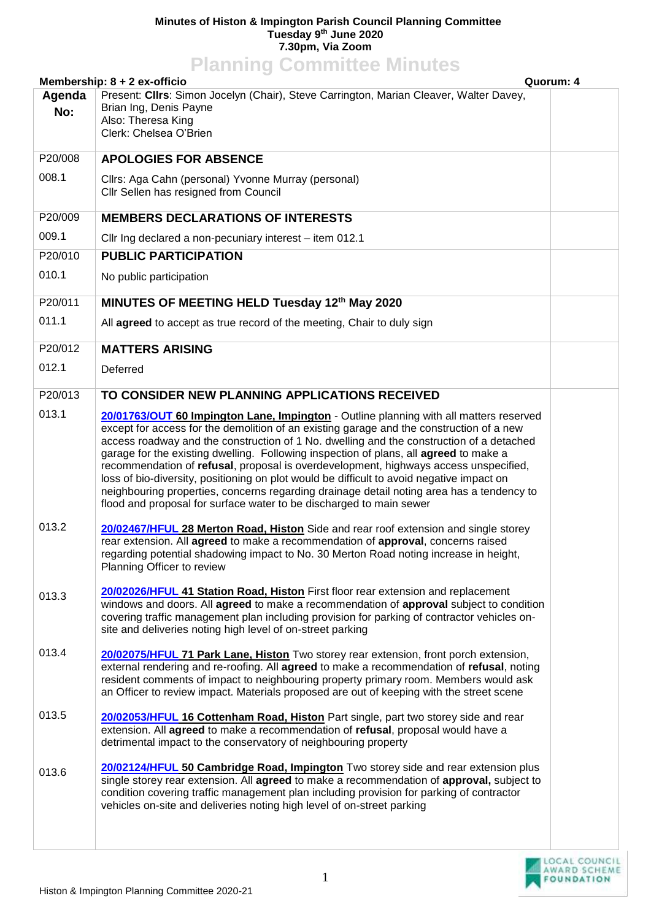**Minutes of Histon & Impington Parish Council Planning Committee**
**Tuesday 9th June 2020**
**7.30pm, Via Zoom**

# Planning Committee Minutes

**Membership: 8 + 2 ex-officio** **Quorum: 4**

| Agenda No: | | |
|---|---|---|
| | Present: **Cllrs**: Simon Jocelyn (Chair), Steve Carrington, Marian Cleaver, Walter Davey, Brian Ing, Denis Payne<br>Also: Theresa King<br>Clerk: Chelsea O'Brien | |
| P20/008 | **APOLOGIES FOR ABSENCE** | |
| 008.1 | Cllrs: Aga Cahn (personal) Yvonne Murray (personal)<br>Cllr Sellen has resigned from Council | |
| P20/009 | **MEMBERS DECLARATIONS OF INTERESTS** | |
| 009.1 | Cllr Ing declared a non-pecuniary interest – item 012.1 | |
| P20/010 | **PUBLIC PARTICIPATION** | |
| 010.1 | No public participation | |
| P20/011 | **MINUTES OF MEETING HELD Tuesday 12th May 2020** | |
| 011.1 | All **agreed** to accept as true record of the meeting, Chair to duly sign | |
| P20/012 | **MATTERS ARISING** | |
| 012.1 | Deferred | |
| P20/013 | **TO CONSIDER NEW PLANNING APPLICATIONS RECEIVED** | |
| 013.1 | **20/01763/OUT 60 Impington Lane, Impington** - Outline planning with all matters reserved except for access for the demolition of an existing garage and the construction of a new access roadway and the construction of 1 No. dwelling and the construction of a detached garage for the existing dwelling. Following inspection of plans, all **agreed** to make a recommendation of **refusal**, proposal is overdevelopment, highways access unspecified, loss of bio-diversity, positioning on plot would be difficult to avoid negative impact on neighbouring properties, concerns regarding drainage detail noting area has a tendency to flood and proposal for surface water to be discharged to main sewer | |
| 013.2 | **20/02467/HFUL 28 Merton Road, Histon** Side and rear roof extension and single storey rear extension. All **agreed** to make a recommendation of **approval**, concerns raised regarding potential shadowing impact to No. 30 Merton Road noting increase in height, Planning Officer to review | |
| 013.3 | **20/02026/HFUL 41 Station Road, Histon** First floor rear extension and replacement windows and doors. All **agreed** to make a recommendation of **approval** subject to condition covering traffic management plan including provision for parking of contractor vehicles on-site and deliveries noting high level of on-street parking | |
| 013.4 | **20/02075/HFUL 71 Park Lane, Histon** Two storey rear extension, front porch extension, external rendering and re-roofing. All **agreed** to make a recommendation of **refusal**, noting resident comments of impact to neighbouring property primary room. Members would ask an Officer to review impact. Materials proposed are out of keeping with the street scene | |
| 013.5 | **20/02053/HFUL 16 Cottenham Road, Histon** Part single, part two storey side and rear extension. All **agreed** to make a recommendation of **refusal**, proposal would have a detrimental impact to the conservatory of neighbouring property | |
| 013.6 | **20/02124/HFUL 50 Cambridge Road, Impington** Two storey side and rear extension plus single storey rear extension. All **agreed** to make a recommendation of **approval,** subject to condition covering traffic management plan including provision for parking of contractor vehicles on-site and deliveries noting high level of on-street parking | |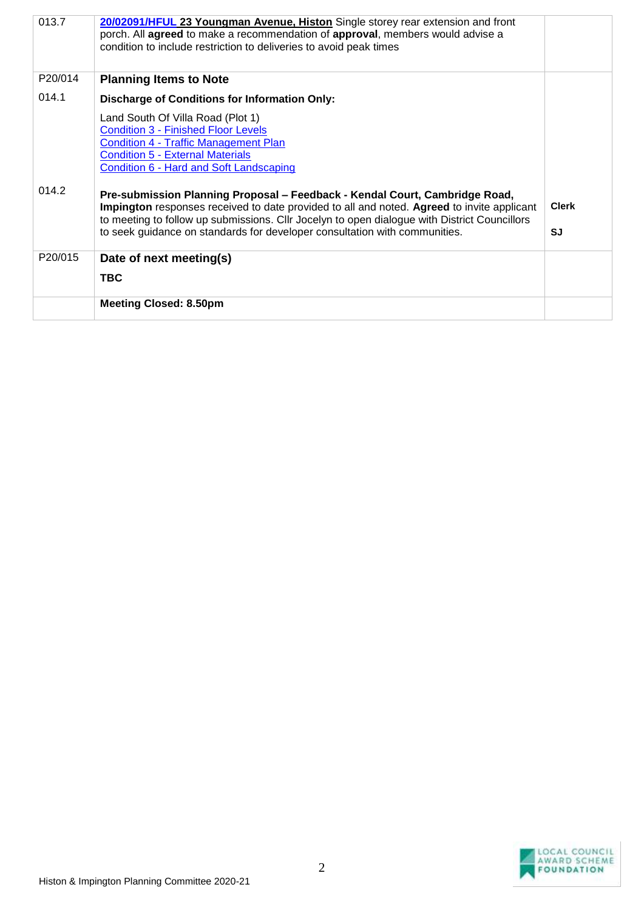| | | |
|---|---|---|
| 013.7 | **20/02091/HFUL 23 Youngman Avenue, Histon** Single storey rear extension and front porch. All **agreed** to make a recommendation of **approval**, members would advise a condition to include restriction to deliveries to avoid peak times | |
| P20/014 | **Planning Items to Note** | |
| 014.1 | **Discharge of Conditions for Information Only:**<br><br>Land South Of Villa Road (Plot 1)<br>Condition 3 - Finished Floor Levels<br>Condition 4 - Traffic Management Plan<br>Condition 5 - External Materials<br>Condition 6 - Hard and Soft Landscaping | |
| 014.2 | **Pre-submission Planning Proposal – Feedback - Kendal Court, Cambridge Road, Impington** responses received to date provided to all and noted. **Agreed** to invite applicant to meeting to follow up submissions. Cllr Jocelyn to open dialogue with District Councillors to seek guidance on standards for developer consultation with communities. | **Clerk**<br><br>**SJ** |
| P20/015 | **Date of next meeting(s)**<br><br>**TBC** | |
| | **Meeting Closed: 8.50pm** | |

Histon & Impington Planning Committee 2020-21